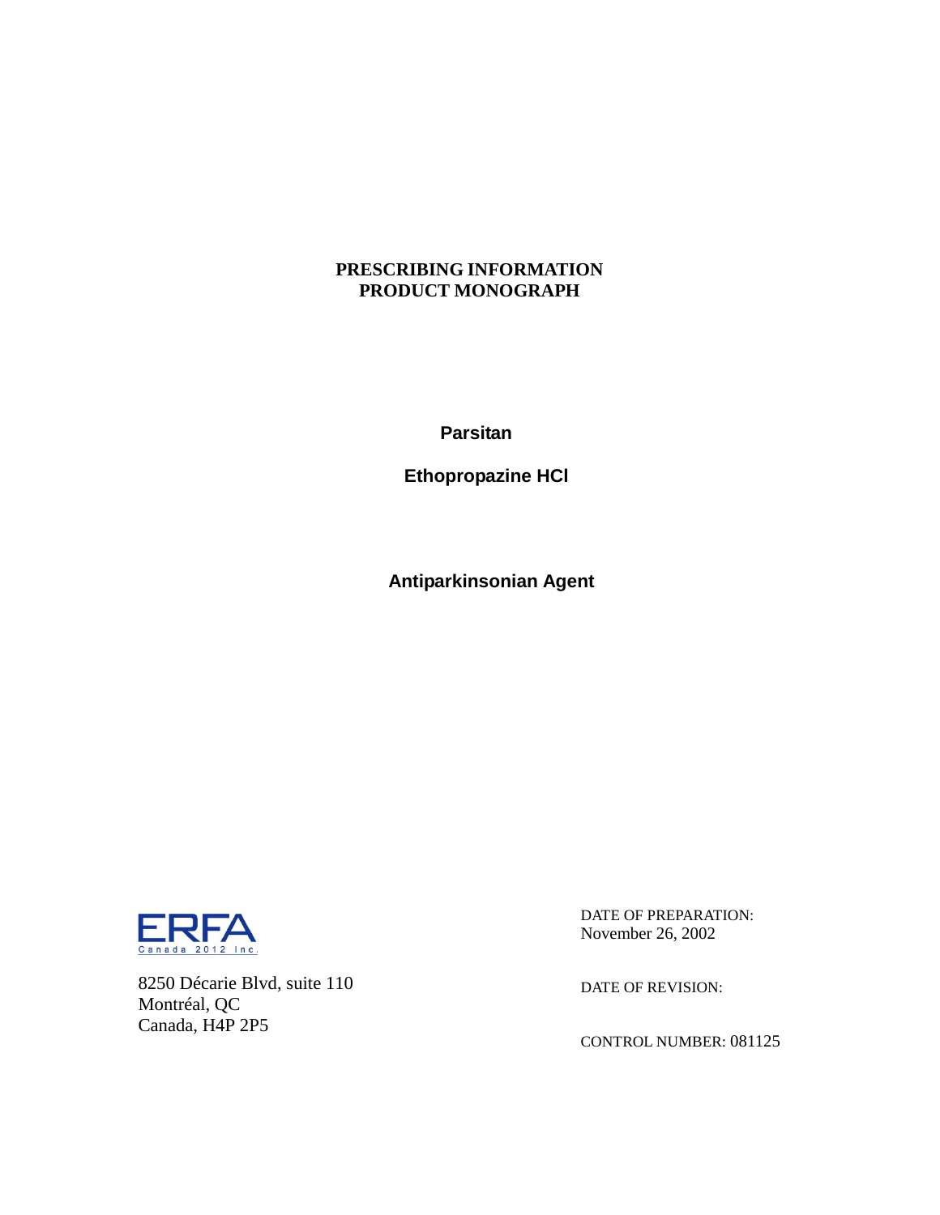**PRESCRIBING INFORMATION**
**PRODUCT MONOGRAPH**

**Parsitan**

**Ethopropazine HCl**

**Antiparkinsonian Agent**

ERFA Canada 2012 Inc.

8250 Décarie Blvd, suite 110
Montréal, QC
Canada, H4P 2P5

DATE OF PREPARATION:
November 26, 2002

DATE OF REVISION:

CONTROL NUMBER: 081125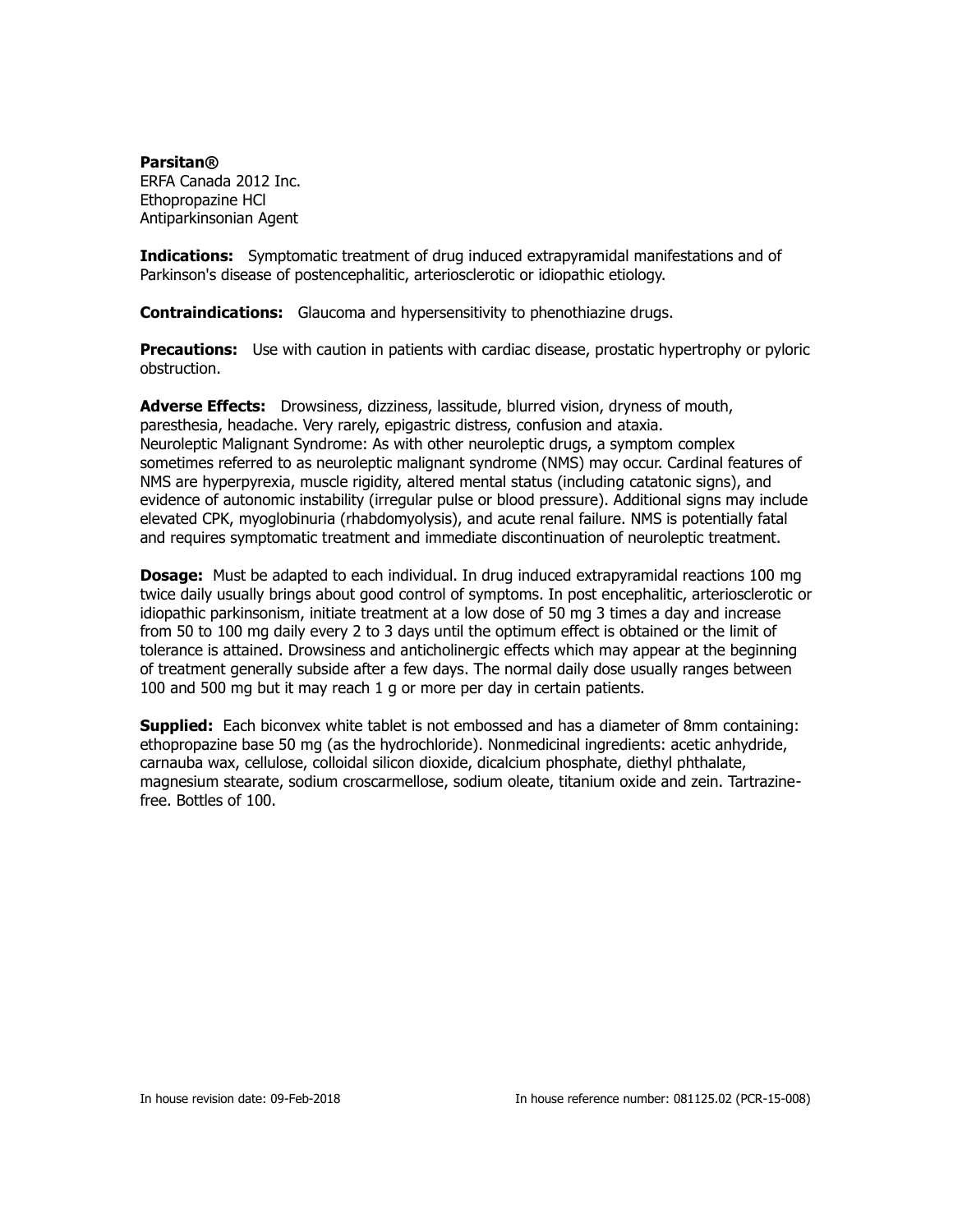**Parsitan®**
ERFA Canada 2012 Inc.
Ethopropazine HCl
Antiparkinsonian Agent

**Indications:** Symptomatic treatment of drug induced extrapyramidal manifestations and of Parkinson's disease of postencephalitic, arteriosclerotic or idiopathic etiology.

**Contraindications:** Glaucoma and hypersensitivity to phenothiazine drugs.

**Precautions:** Use with caution in patients with cardiac disease, prostatic hypertrophy or pyloric obstruction.

**Adverse Effects:** Drowsiness, dizziness, lassitude, blurred vision, dryness of mouth, paresthesia, headache. Very rarely, epigastric distress, confusion and ataxia.
Neuroleptic Malignant Syndrome: As with other neuroleptic drugs, a symptom complex sometimes referred to as neuroleptic malignant syndrome (NMS) may occur. Cardinal features of NMS are hyperpyrexia, muscle rigidity, altered mental status (including catatonic signs), and evidence of autonomic instability (irregular pulse or blood pressure). Additional signs may include elevated CPK, myoglobinuria (rhabdomyolysis), and acute renal failure. NMS is potentially fatal and requires symptomatic treatment and immediate discontinuation of neuroleptic treatment.

**Dosage:** Must be adapted to each individual. In drug induced extrapyramidal reactions 100 mg twice daily usually brings about good control of symptoms. In post encephalitic, arteriosclerotic or idiopathic parkinsonism, initiate treatment at a low dose of 50 mg 3 times a day and increase from 50 to 100 mg daily every 2 to 3 days until the optimum effect is obtained or the limit of tolerance is attained. Drowsiness and anticholinergic effects which may appear at the beginning of treatment generally subside after a few days. The normal daily dose usually ranges between 100 and 500 mg but it may reach 1 g or more per day in certain patients.

**Supplied:** Each biconvex white tablet is not embossed and has a diameter of 8mm containing: ethopropazine base 50 mg (as the hydrochloride). Nonmedicinal ingredients: acetic anhydride, carnauba wax, cellulose, colloidal silicon dioxide, dicalcium phosphate, diethyl phthalate, magnesium stearate, sodium croscarmellose, sodium oleate, titanium oxide and zein. Tartrazine-free. Bottles of 100.

In house revision date: 09-Feb-2018 In house reference number: 081125.02 (PCR-15-008)